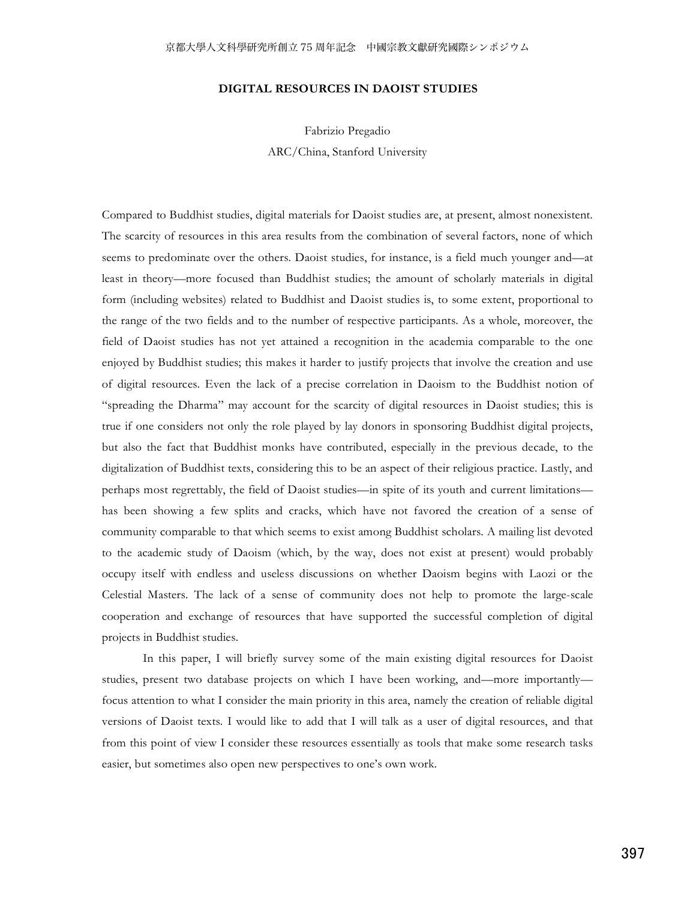# DIGITAL RESOURCES IN DAOIST STUDIES

Fabrizio Pregadio
ARC/China, Stanford University

Compared to Buddhist studies, digital materials for Daoist studies are, at present, almost nonexistent. The scarcity of resources in this area results from the combination of several factors, none of which seems to predominate over the others. Daoist studies, for instance, is a field much younger and—at least in theory—more focused than Buddhist studies; the amount of scholarly materials in digital form (including websites) related to Buddhist and Daoist studies is, to some extent, proportional to the range of the two fields and to the number of respective participants. As a whole, moreover, the field of Daoist studies has not yet attained a recognition in the academia comparable to the one enjoyed by Buddhist studies; this makes it harder to justify projects that involve the creation and use of digital resources. Even the lack of a precise correlation in Daoism to the Buddhist notion of "spreading the Dharma" may account for the scarcity of digital resources in Daoist studies; this is true if one considers not only the role played by lay donors in sponsoring Buddhist digital projects, but also the fact that Buddhist monks have contributed, especially in the previous decade, to the digitalization of Buddhist texts, considering this to be an aspect of their religious practice. Lastly, and perhaps most regrettably, the field of Daoist studies—in spite of its youth and current limitations—has been showing a few splits and cracks, which have not favored the creation of a sense of community comparable to that which seems to exist among Buddhist scholars. A mailing list devoted to the academic study of Daoism (which, by the way, does not exist at present) would probably occupy itself with endless and useless discussions on whether Daoism begins with Laozi or the Celestial Masters. The lack of a sense of community does not help to promote the large-scale cooperation and exchange of resources that have supported the successful completion of digital projects in Buddhist studies.

In this paper, I will briefly survey some of the main existing digital resources for Daoist studies, present two database projects on which I have been working, and—more importantly—focus attention to what I consider the main priority in this area, namely the creation of reliable digital versions of Daoist texts. I would like to add that I will talk as a user of digital resources, and that from this point of view I consider these resources essentially as tools that make some research tasks easier, but sometimes also open new perspectives to one's own work.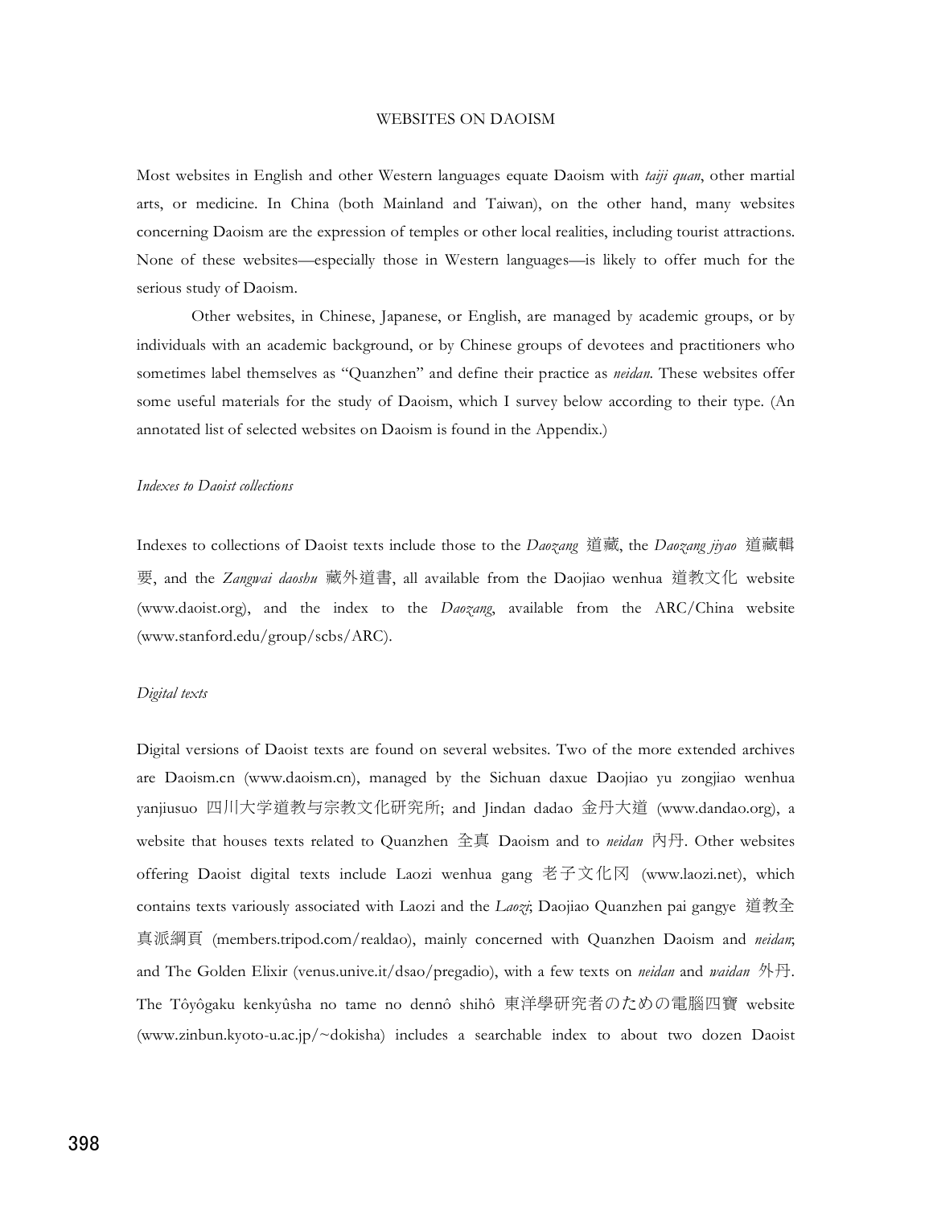# WEBSITES ON DAOISM

Most websites in English and other Western languages equate Daoism with *taiji quan*, other martial arts, or medicine. In China (both Mainland and Taiwan), on the other hand, many websites concerning Daoism are the expression of temples or other local realities, including tourist attractions. None of these websites—especially those in Western languages—is likely to offer much for the serious study of Daoism.

Other websites, in Chinese, Japanese, or English, are managed by academic groups, or by individuals with an academic background, or by Chinese groups of devotees and practitioners who sometimes label themselves as "Quanzhen" and define their practice as *neidan*. These websites offer some useful materials for the study of Daoism, which I survey below according to their type. (An annotated list of selected websites on Daoism is found in the Appendix.)

### *Indexes to Daoist collections*

Indexes to collections of Daoist texts include those to the *Daozang* 道藏, the *Daozang jiyao* 道藏輯要, and the *Zangwai daoshu* 藏外道書, all available from the Daojiao wenhua 道教文化 website (www.daoist.org), and the index to the *Daozang*, available from the ARC/China website (www.stanford.edu/group/scbs/ARC).

### *Digital texts*

Digital versions of Daoist texts are found on several websites. Two of the more extended archives are Daoism.cn (www.daoism.cn), managed by the Sichuan daxue Daojiao yu zongjiao wenhua yanjiusuo 四川大学道教与宗教文化研究所; and Jindan dadao 金丹大道 (www.dandao.org), a website that houses texts related to Quanzhen 全真 Daoism and to *neidan* 內丹. Other websites offering Daoist digital texts include Laozi wenhua gang 老子文化冈 (www.laozi.net), which contains texts variously associated with Laozi and the *Laozi*; Daojiao Quanzhen pai gangye 道教全真派綱頁 (members.tripod.com/realdao), mainly concerned with Quanzhen Daoism and *neidan*; and The Golden Elixir (venus.unive.it/dsao/pregadio), with a few texts on *neidan* and *waidan* 外丹. The Tôyôgaku kenkyûsha no tame no dennô shihô 東洋學研究者のための電腦四寶 website (www.zinbun.kyoto-u.ac.jp/~dokisha) includes a searchable index to about two dozen Daoist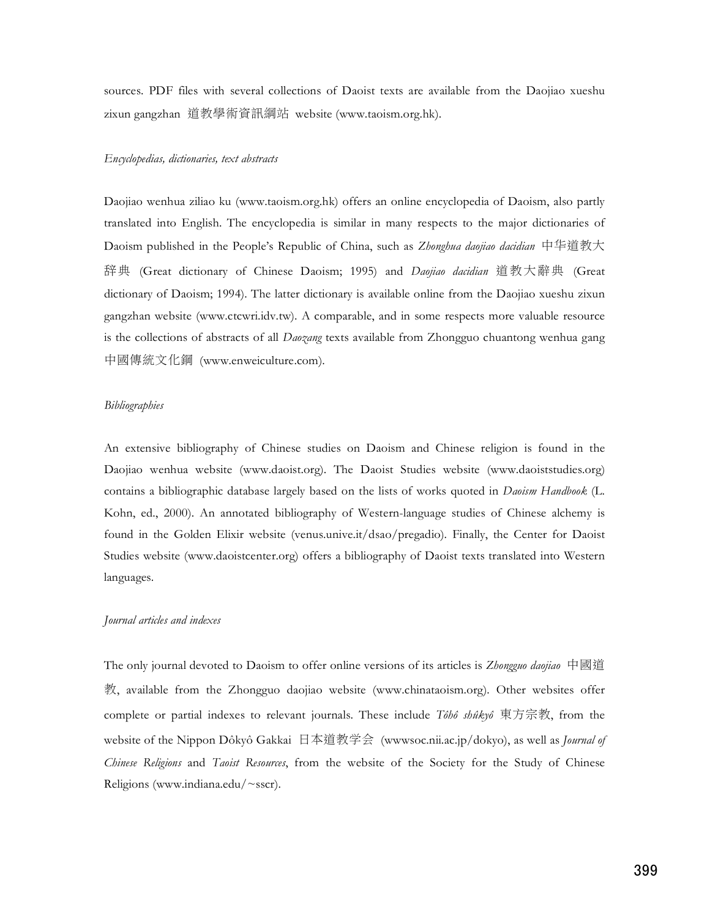sources. PDF files with several collections of Daoist texts are available from the Daojiao xueshu zixun gangzhan 道教學術資訊網站 website (www.taoism.org.hk).

*Encyclopedias, dictionaries, text abstracts*

Daojiao wenhua ziliao ku (www.taoism.org.hk) offers an online encyclopedia of Daoism, also partly translated into English. The encyclopedia is similar in many respects to the major dictionaries of Daoism published in the People's Republic of China, such as *Zhonghua daojiao dacidian* 中华道教大辞典 (Great dictionary of Chinese Daoism; 1995) and *Daojiao dacidian* 道教大辭典 (Great dictionary of Daoism; 1994). The latter dictionary is available online from the Daojiao xueshu zixun gangzhan website (www.ctcwri.idv.tw). A comparable, and in some respects more valuable resource is the collections of abstracts of all *Daozang* texts available from Zhongguo chuantong wenhua gang 中國傳統文化鋼 (www.enweiculture.com).

*Bibliographies*

An extensive bibliography of Chinese studies on Daoism and Chinese religion is found in the Daojiao wenhua website (www.daoist.org). The Daoist Studies website (www.daoiststudies.org) contains a bibliographic database largely based on the lists of works quoted in *Daoism Handbook* (L. Kohn, ed., 2000). An annotated bibliography of Western-language studies of Chinese alchemy is found in the Golden Elixir website (venus.unive.it/dsao/pregadio). Finally, the Center for Daoist Studies website (www.daoistcenter.org) offers a bibliography of Daoist texts translated into Western languages.

*Journal articles and indexes*

The only journal devoted to Daoism to offer online versions of its articles is *Zhongguo daojiao* 中國道教, available from the Zhongguo daojiao website (www.chinataoism.org). Other websites offer complete or partial indexes to relevant journals. These include *Tôhô shûkyô* 東方宗教, from the website of the Nippon Dôkyô Gakkai 日本道教学会 (wwwsoc.nii.ac.jp/dokyo), as well as *Journal of Chinese Religions* and *Taoist Resources*, from the website of the Society for the Study of Chinese Religions (www.indiana.edu/~sscr).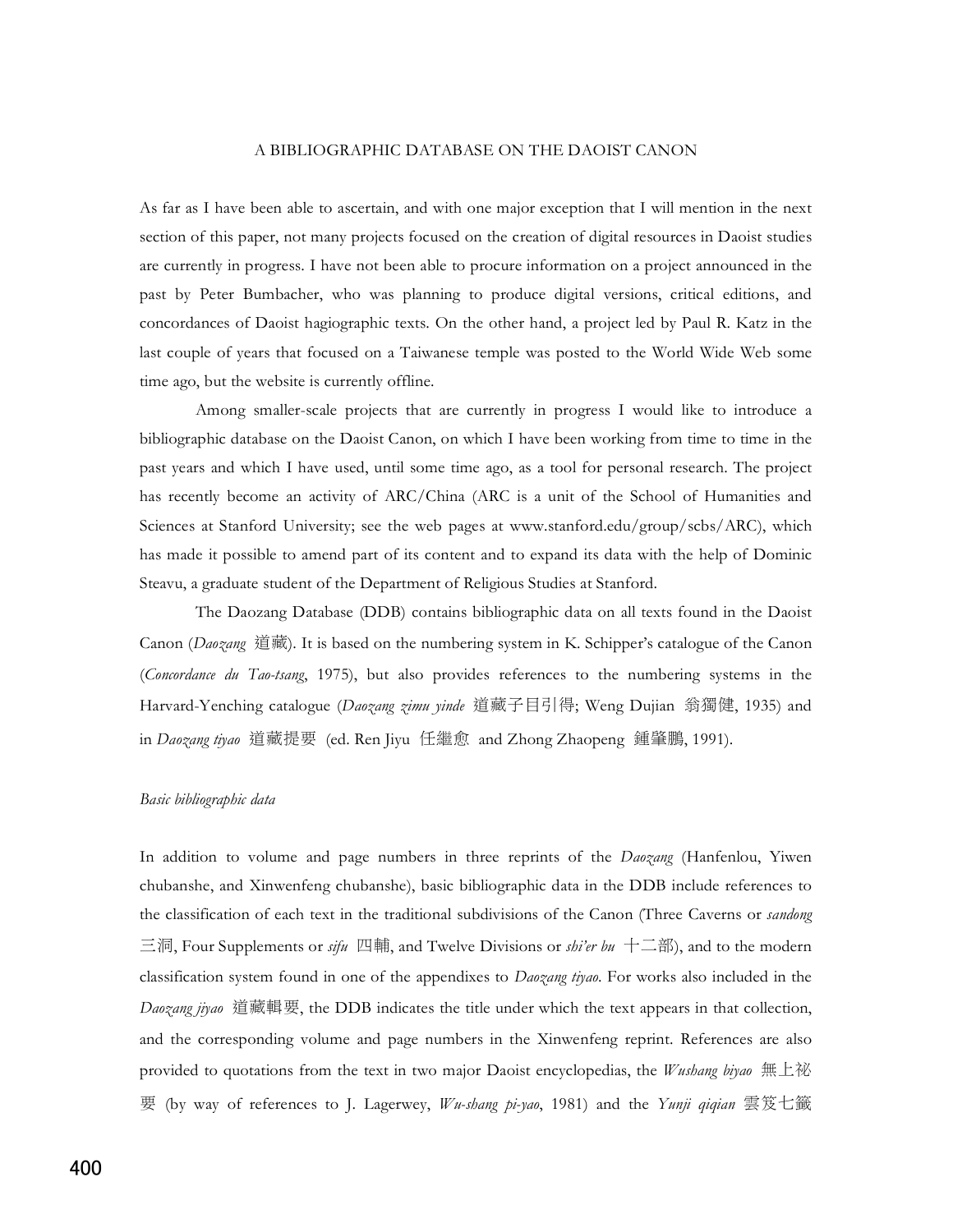A BIBLIOGRAPHIC DATABASE ON THE DAOIST CANON

As far as I have been able to ascertain, and with one major exception that I will mention in the next section of this paper, not many projects focused on the creation of digital resources in Daoist studies are currently in progress. I have not been able to procure information on a project announced in the past by Peter Bumbacher, who was planning to produce digital versions, critical editions, and concordances of Daoist hagiographic texts. On the other hand, a project led by Paul R. Katz in the last couple of years that focused on a Taiwanese temple was posted to the World Wide Web some time ago, but the website is currently offline.

Among smaller-scale projects that are currently in progress I would like to introduce a bibliographic database on the Daoist Canon, on which I have been working from time to time in the past years and which I have used, until some time ago, as a tool for personal research. The project has recently become an activity of ARC/China (ARC is a unit of the School of Humanities and Sciences at Stanford University; see the web pages at www.stanford.edu/group/scbs/ARC), which has made it possible to amend part of its content and to expand its data with the help of Dominic Steavu, a graduate student of the Department of Religious Studies at Stanford.

The Daozang Database (DDB) contains bibliographic data on all texts found in the Daoist Canon (*Daozang* 道藏). It is based on the numbering system in K. Schipper's catalogue of the Canon (*Concordance du Tao-tsang*, 1975), but also provides references to the numbering systems in the Harvard-Yenching catalogue (*Daozang zimu yinde* 道藏子目引得; Weng Dujian 翁獨健, 1935) and in *Daozang tiyao* 道藏提要 (ed. Ren Jiyu 任繼愈 and Zhong Zhaopeng 鍾肇鵬, 1991).

*Basic bibliographic data*

In addition to volume and page numbers in three reprints of the *Daozang* (Hanfenlou, Yiwen chubanshe, and Xinwenfeng chubanshe), basic bibliographic data in the DDB include references to the classification of each text in the traditional subdivisions of the Canon (Three Caverns or *sandong* 三洞, Four Supplements or *sifu* 四輔, and Twelve Divisions or *shi'er bu* 十二部), and to the modern classification system found in one of the appendixes to *Daozang tiyao*. For works also included in the *Daozang jiyao* 道藏輯要, the DDB indicates the title under which the text appears in that collection, and the corresponding volume and page numbers in the Xinwenfeng reprint. References are also provided to quotations from the text in two major Daoist encyclopedias, the *Wushang biyao* 無上祕要 (by way of references to J. Lagerwey, *Wu-shang pi-yao*, 1981) and the *Yunji qiqian* 雲笈七籤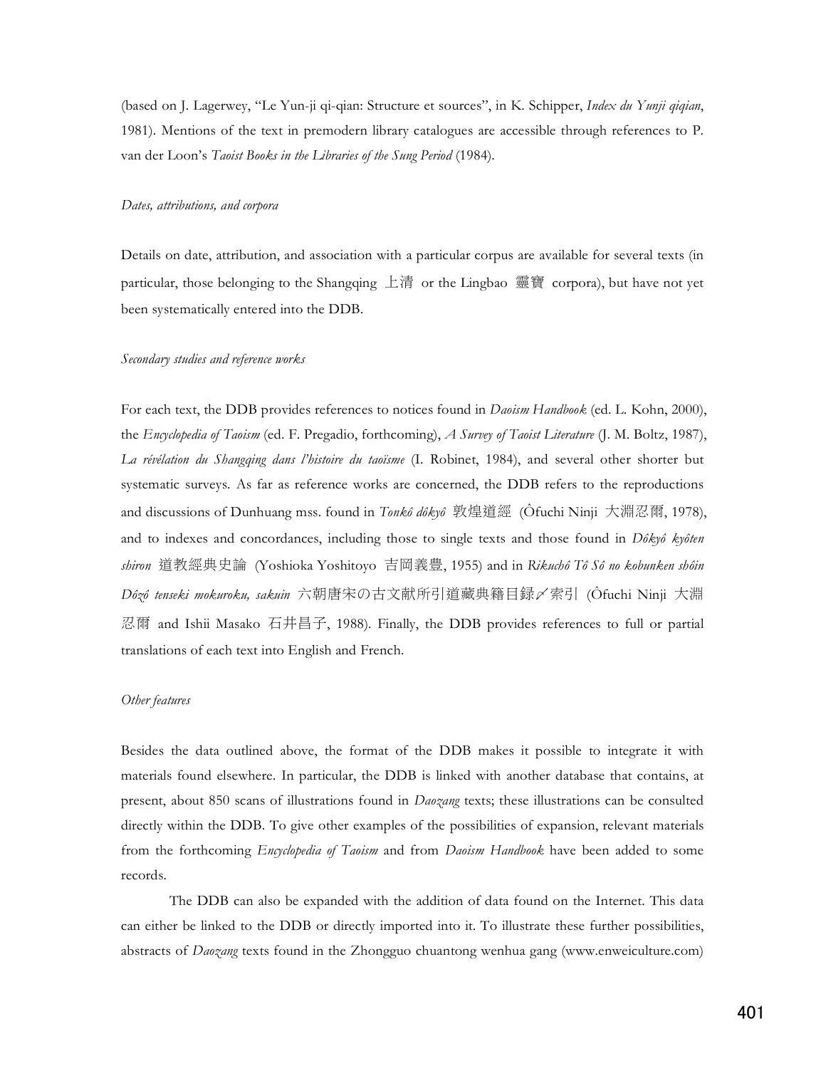(based on J. Lagerwey, "Le Yun-ji qi-qian: Structure et sources", in K. Schipper, *Index du Yunji qiqian*, 1981). Mentions of the text in premodern library catalogues are accessible through references to P. van der Loon's *Taoist Books in the Libraries of the Sung Period* (1984).

*Dates, attributions, and corpora*

Details on date, attribution, and association with a particular corpus are available for several texts (in particular, those belonging to the Shangqing 上清 or the Lingbao 靈寶 corpora), but have not yet been systematically entered into the DDB.

*Secondary studies and reference works*

For each text, the DDB provides references to notices found in *Daoism Handbook* (ed. L. Kohn, 2000), the *Encyclopedia of Taoism* (ed. F. Pregadio, forthcoming), *A Survey of Taoist Literature* (J. M. Boltz, 1987), *La révélation du Shangqing dans l'histoire du taoïsme* (I. Robinet, 1984), and several other shorter but systematic surveys. As far as reference works are concerned, the DDB refers to the reproductions and discussions of Dunhuang mss. found in *Tonkô dôkyô* 敦煌道經 (Ôfuchi Ninji 大淵忍爾, 1978), and to indexes and concordances, including those to single texts and those found in *Dôkyô kyôten shiron* 道教經典史論 (Yoshioka Yoshitoyo 吉岡義豊, 1955) and in *Rikuchô Tô Sô no kobunken shôin Dôzô tenseki mokuroku, sakuin* 六朝唐宋の古文献所引道藏典籍目録〆索引 (Ôfuchi Ninji 大淵忍爾 and Ishii Masako 石井昌子, 1988). Finally, the DDB provides references to full or partial translations of each text into English and French.

*Other features*

Besides the data outlined above, the format of the DDB makes it possible to integrate it with materials found elsewhere. In particular, the DDB is linked with another database that contains, at present, about 850 scans of illustrations found in *Daozang* texts; these illustrations can be consulted directly within the DDB. To give other examples of the possibilities of expansion, relevant materials from the forthcoming *Encyclopedia of Taoism* and from *Daoism Handbook* have been added to some records.

The DDB can also be expanded with the addition of data found on the Internet. This data can either be linked to the DDB or directly imported into it. To illustrate these further possibilities, abstracts of *Daozang* texts found in the Zhongguo chuantong wenhua gang (www.enweiculture.com)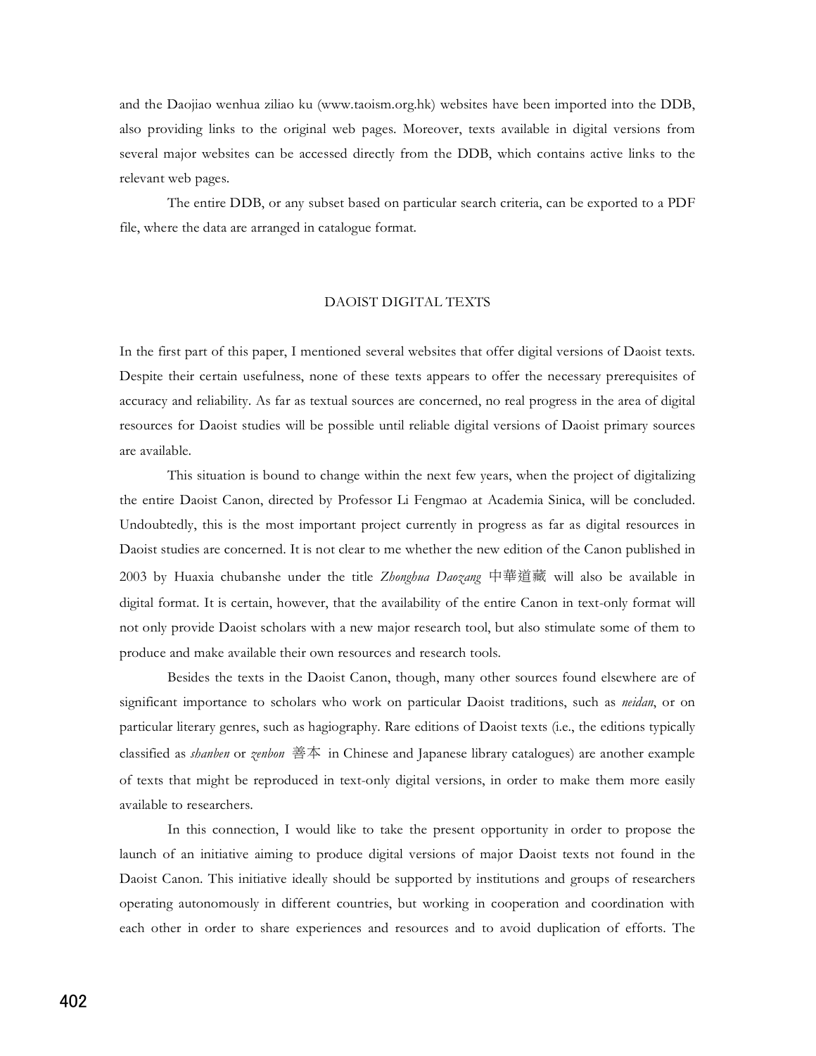and the Daojiao wenhua ziliao ku (www.taoism.org.hk) websites have been imported into the DDB, also providing links to the original web pages. Moreover, texts available in digital versions from several major websites can be accessed directly from the DDB, which contains active links to the relevant web pages.

The entire DDB, or any subset based on particular search criteria, can be exported to a PDF file, where the data are arranged in catalogue format.

## DAOIST DIGITAL TEXTS

In the first part of this paper, I mentioned several websites that offer digital versions of Daoist texts. Despite their certain usefulness, none of these texts appears to offer the necessary prerequisites of accuracy and reliability. As far as textual sources are concerned, no real progress in the area of digital resources for Daoist studies will be possible until reliable digital versions of Daoist primary sources are available.

This situation is bound to change within the next few years, when the project of digitalizing the entire Daoist Canon, directed by Professor Li Fengmao at Academia Sinica, will be concluded. Undoubtedly, this is the most important project currently in progress as far as digital resources in Daoist studies are concerned. It is not clear to me whether the new edition of the Canon published in 2003 by Huaxia chubanshe under the title *Zhonghua Daozang* 中華道藏 will also be available in digital format. It is certain, however, that the availability of the entire Canon in text-only format will not only provide Daoist scholars with a new major research tool, but also stimulate some of them to produce and make available their own resources and research tools.

Besides the texts in the Daoist Canon, though, many other sources found elsewhere are of significant importance to scholars who work on particular Daoist traditions, such as *neidan*, or on particular literary genres, such as hagiography. Rare editions of Daoist texts (i.e., the editions typically classified as *shanben* or *zenbon* 善本 in Chinese and Japanese library catalogues) are another example of texts that might be reproduced in text-only digital versions, in order to make them more easily available to researchers.

In this connection, I would like to take the present opportunity in order to propose the launch of an initiative aiming to produce digital versions of major Daoist texts not found in the Daoist Canon. This initiative ideally should be supported by institutions and groups of researchers operating autonomously in different countries, but working in cooperation and coordination with each other in order to share experiences and resources and to avoid duplication of efforts. The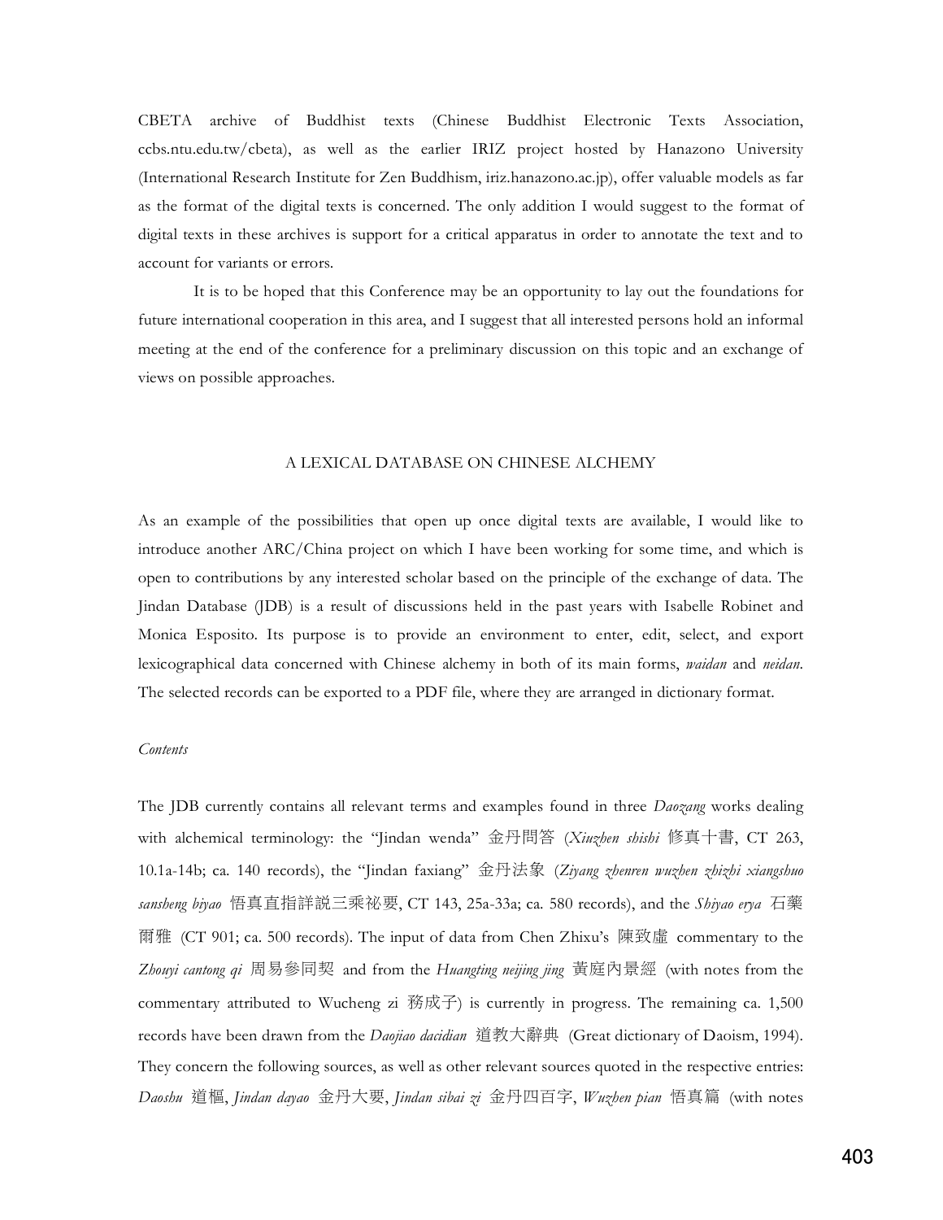CBETA archive of Buddhist texts (Chinese Buddhist Electronic Texts Association, ccbs.ntu.edu.tw/cbeta), as well as the earlier IRIZ project hosted by Hanazono University (International Research Institute for Zen Buddhism, iriz.hanazono.ac.jp), offer valuable models as far as the format of the digital texts is concerned. The only addition I would suggest to the format of digital texts in these archives is support for a critical apparatus in order to annotate the text and to account for variants or errors.

It is to be hoped that this Conference may be an opportunity to lay out the foundations for future international cooperation in this area, and I suggest that all interested persons hold an informal meeting at the end of the conference for a preliminary discussion on this topic and an exchange of views on possible approaches.

## A LEXICAL DATABASE ON CHINESE ALCHEMY

As an example of the possibilities that open up once digital texts are available, I would like to introduce another ARC/China project on which I have been working for some time, and which is open to contributions by any interested scholar based on the principle of the exchange of data. The Jindan Database (JDB) is a result of discussions held in the past years with Isabelle Robinet and Monica Esposito. Its purpose is to provide an environment to enter, edit, select, and export lexicographical data concerned with Chinese alchemy in both of its main forms, *waidan* and *neidan*. The selected records can be exported to a PDF file, where they are arranged in dictionary format.

### *Contents*

The JDB currently contains all relevant terms and examples found in three *Daozang* works dealing with alchemical terminology: the "Jindan wenda" 金丹問答 (*Xiuzhen shishi* 修真十書, CT 263, 10.1a-14b; ca. 140 records), the "Jindan faxiang" 金丹法象 (*Ziyang zhenren wuzhen zhizhi xiangshuo sansheng biyao* 悟真直指詳說三乘祕要, CT 143, 25a-33a; ca. 580 records), and the *Shiyao erya* 石藥爾雅 (CT 901; ca. 500 records). The input of data from Chen Zhixu's 陳致虛 commentary to the *Zhouyi cantong qi* 周易參同契 and from the *Huangting neijing jing* 黃庭內景經 (with notes from the commentary attributed to Wucheng zi 務成子) is currently in progress. The remaining ca. 1,500 records have been drawn from the *Daojiao dacidian* 道教大辭典 (Great dictionary of Daoism, 1994). They concern the following sources, as well as other relevant sources quoted in the respective entries: *Daoshu* 道樞, *Jindan dayao* 金丹大要, *Jindan sibai zi* 金丹四百字, *Wuzhen pian* 悟真篇 (with notes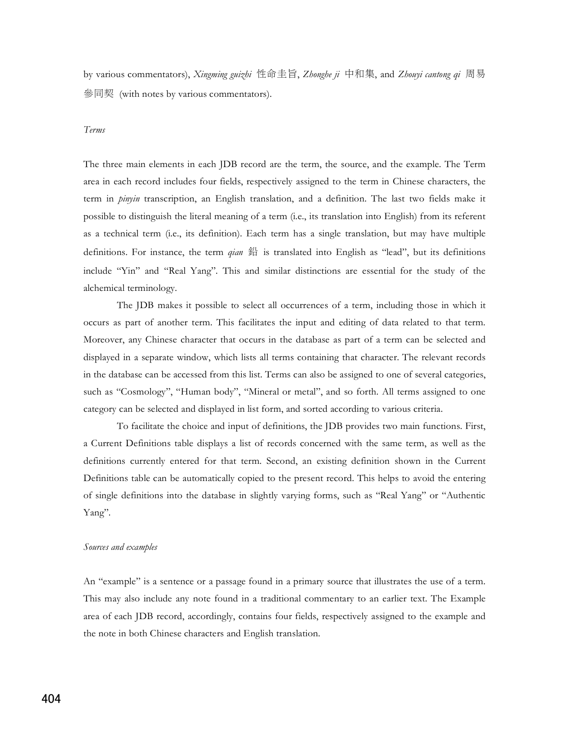by various commentators), *Xingming guizhi* 性命圭旨, *Zhonghe ji* 中和集, and *Zhouyi cantong qi* 周易參同契 (with notes by various commentators).

*Terms*

The three main elements in each JDB record are the term, the source, and the example. The Term area in each record includes four fields, respectively assigned to the term in Chinese characters, the term in *pinyin* transcription, an English translation, and a definition. The last two fields make it possible to distinguish the literal meaning of a term (i.e., its translation into English) from its referent as a technical term (i.e., its definition). Each term has a single translation, but may have multiple definitions. For instance, the term *qian* 鉛 is translated into English as "lead", but its definitions include "Yin" and "Real Yang". This and similar distinctions are essential for the study of the alchemical terminology.

The JDB makes it possible to select all occurrences of a term, including those in which it occurs as part of another term. This facilitates the input and editing of data related to that term. Moreover, any Chinese character that occurs in the database as part of a term can be selected and displayed in a separate window, which lists all terms containing that character. The relevant records in the database can be accessed from this list. Terms can also be assigned to one of several categories, such as "Cosmology", "Human body", "Mineral or metal", and so forth. All terms assigned to one category can be selected and displayed in list form, and sorted according to various criteria.

To facilitate the choice and input of definitions, the JDB provides two main functions. First, a Current Definitions table displays a list of records concerned with the same term, as well as the definitions currently entered for that term. Second, an existing definition shown in the Current Definitions table can be automatically copied to the present record. This helps to avoid the entering of single definitions into the database in slightly varying forms, such as "Real Yang" or "Authentic Yang".

*Sources and examples*

An "example" is a sentence or a passage found in a primary source that illustrates the use of a term. This may also include any note found in a traditional commentary to an earlier text. The Example area of each JDB record, accordingly, contains four fields, respectively assigned to the example and the note in both Chinese characters and English translation.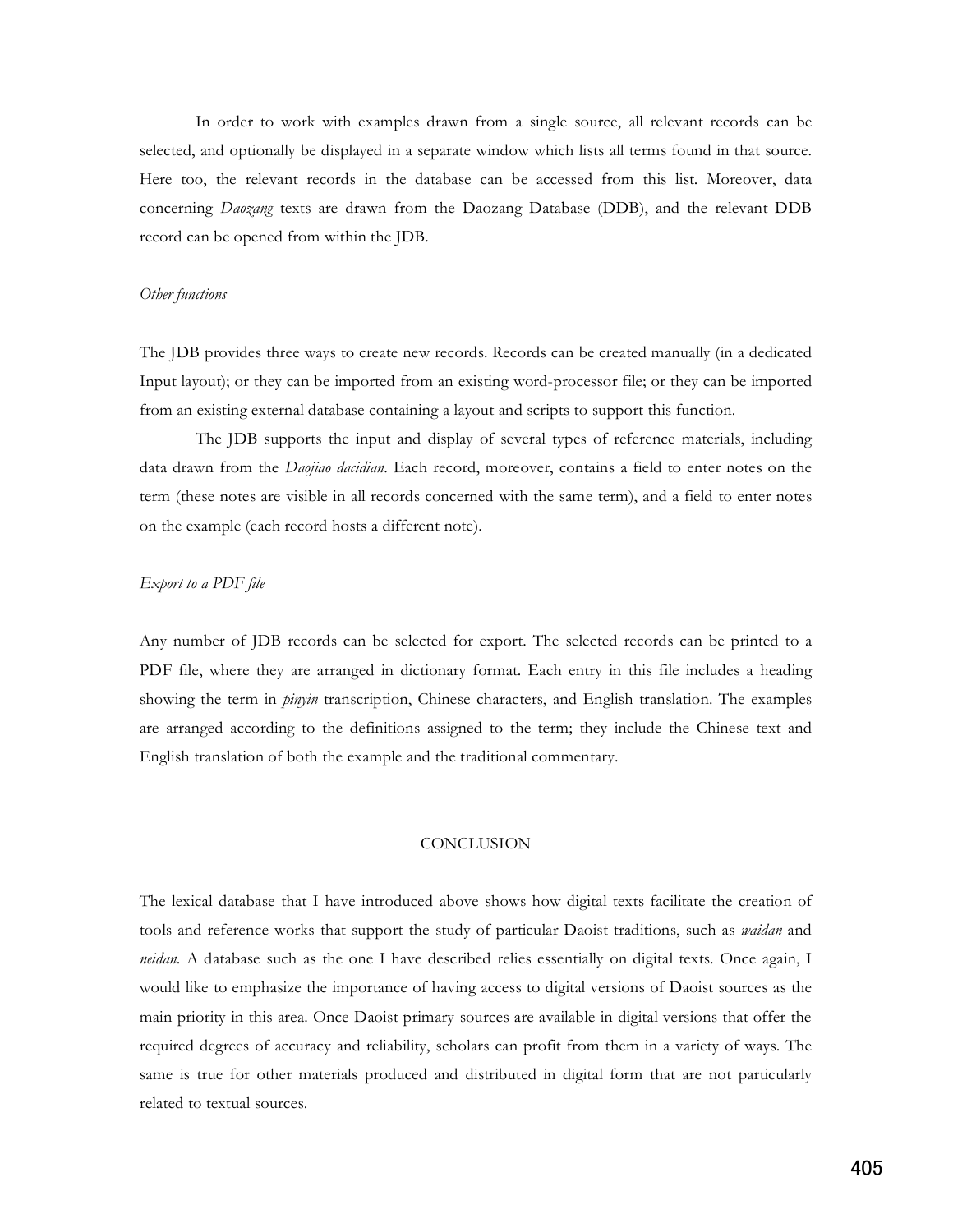In order to work with examples drawn from a single source, all relevant records can be selected, and optionally be displayed in a separate window which lists all terms found in that source. Here too, the relevant records in the database can be accessed from this list. Moreover, data concerning *Daozang* texts are drawn from the Daozang Database (DDB), and the relevant DDB record can be opened from within the JDB.

*Other functions*

The JDB provides three ways to create new records. Records can be created manually (in a dedicated Input layout); or they can be imported from an existing word-processor file; or they can be imported from an existing external database containing a layout and scripts to support this function.

The JDB supports the input and display of several types of reference materials, including data drawn from the *Daojiao dacidian*. Each record, moreover, contains a field to enter notes on the term (these notes are visible in all records concerned with the same term), and a field to enter notes on the example (each record hosts a different note).

*Export to a PDF file*

Any number of JDB records can be selected for export. The selected records can be printed to a PDF file, where they are arranged in dictionary format. Each entry in this file includes a heading showing the term in *pinyin* transcription, Chinese characters, and English translation. The examples are arranged according to the definitions assigned to the term; they include the Chinese text and English translation of both the example and the traditional commentary.

## CONCLUSION

The lexical database that I have introduced above shows how digital texts facilitate the creation of tools and reference works that support the study of particular Daoist traditions, such as *waidan* and *neidan*. A database such as the one I have described relies essentially on digital texts. Once again, I would like to emphasize the importance of having access to digital versions of Daoist sources as the main priority in this area. Once Daoist primary sources are available in digital versions that offer the required degrees of accuracy and reliability, scholars can profit from them in a variety of ways. The same is true for other materials produced and distributed in digital form that are not particularly related to textual sources.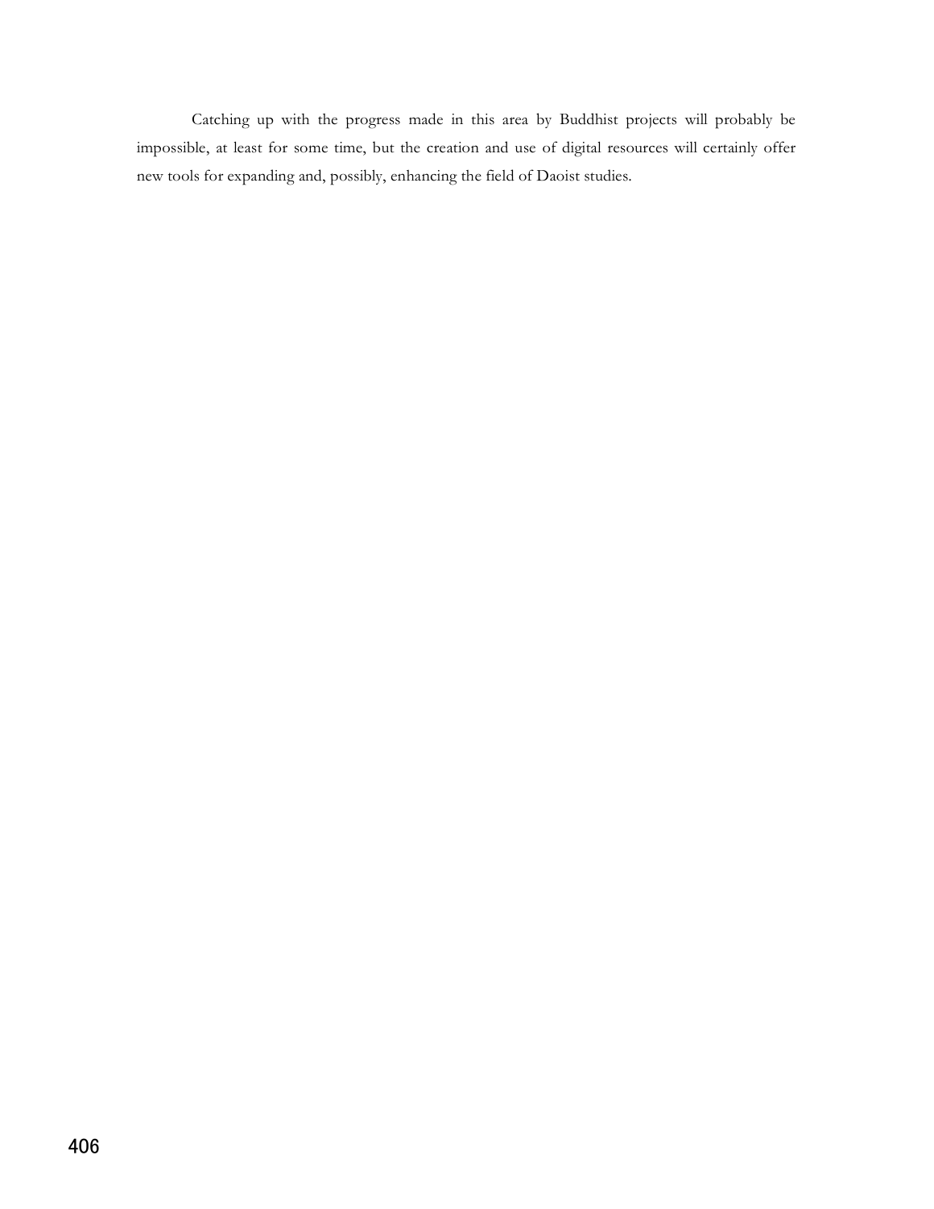Catching up with the progress made in this area by Buddhist projects will probably be impossible, at least for some time, but the creation and use of digital resources will certainly offer new tools for expanding and, possibly, enhancing the field of Daoist studies.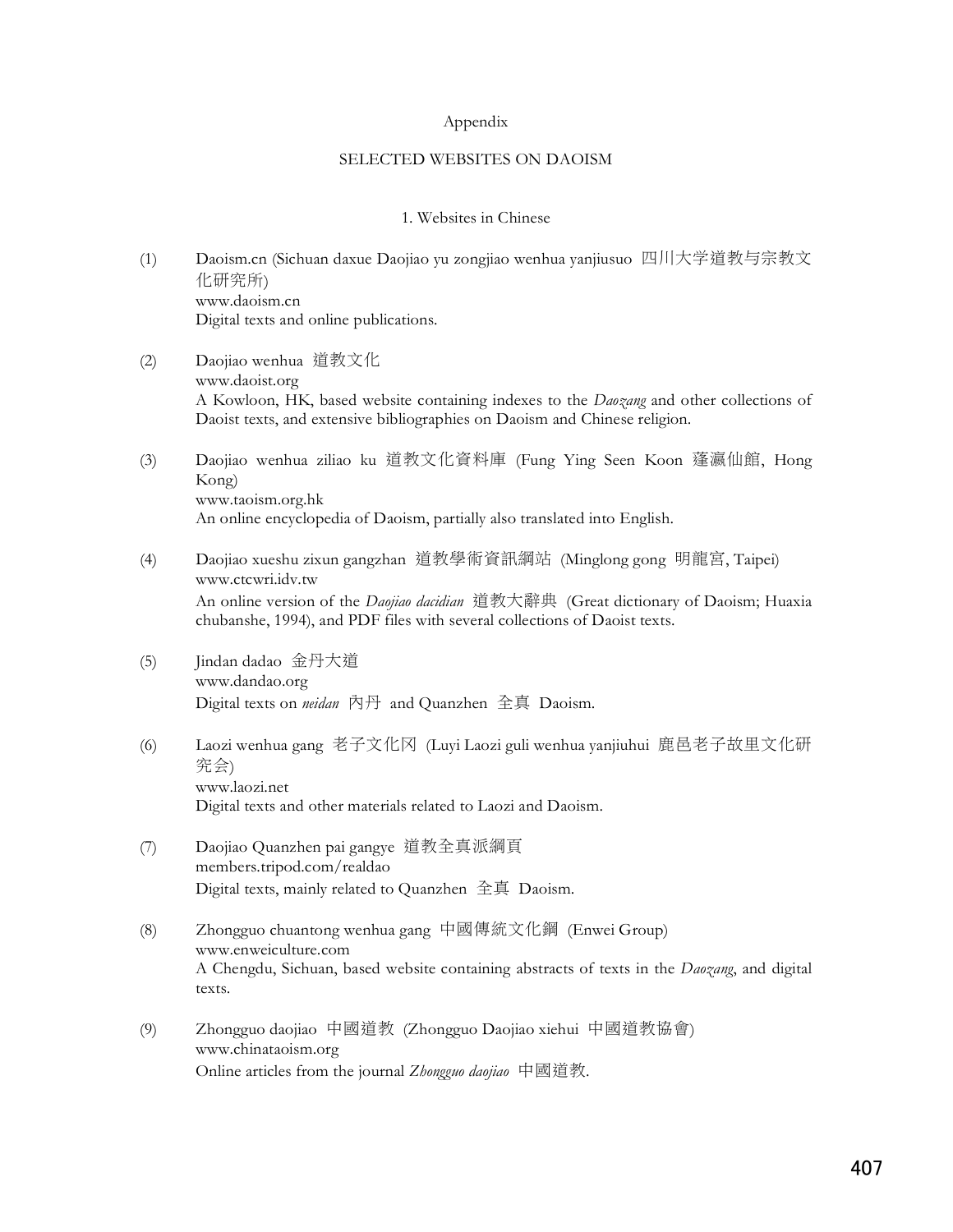Appendix

# SELECTED WEBSITES ON DAOISM

## 1. Websites in Chinese

(1) Daoism.cn (Sichuan daxue Daojiao yu zongjiao wenhua yanjiusuo 四川大学道教与宗教文化研究所)
www.daoism.cn
Digital texts and online publications.

(2) Daojiao wenhua 道教文化
www.daoist.org
A Kowloon, HK, based website containing indexes to the *Daozang* and other collections of Daoist texts, and extensive bibliographies on Daoism and Chinese religion.

(3) Daojiao wenhua ziliao ku 道教文化資料庫 (Fung Ying Seen Koon 蓬瀛仙館, Hong Kong)
www.taoism.org.hk
An online encyclopedia of Daoism, partially also translated into English.

(4) Daojiao xueshu zixun gangzhan 道教學術資訊網站 (Minglong gong 明龍宮, Taipei)
www.ctcwri.idv.tw
An online version of the *Daojiao dacidian* 道教大辭典 (Great dictionary of Daoism; Huaxia chubanshe, 1994), and PDF files with several collections of Daoist texts.

(5) Jindan dadao 金丹大道
www.dandao.org
Digital texts on *neidan* 內丹 and Quanzhen 全真 Daoism.

(6) Laozi wenhua gang 老子文化冈 (Luyi Laozi guli wenhua yanjiuhui 鹿邑老子故里文化研究会)
www.laozi.net
Digital texts and other materials related to Laozi and Daoism.

(7) Daojiao Quanzhen pai gangye 道教全真派綱頁
members.tripod.com/realdao
Digital texts, mainly related to Quanzhen 全真 Daoism.

(8) Zhongguo chuantong wenhua gang 中國傳統文化鋼 (Enwei Group)
www.enweiculture.com
A Chengdu, Sichuan, based website containing abstracts of texts in the *Daozang*, and digital texts.

(9) Zhongguo daojiao 中國道教 (Zhongguo Daojiao xiehui 中國道教協會)
www.chinataoism.org
Online articles from the journal *Zhongguo daojiao* 中國道教.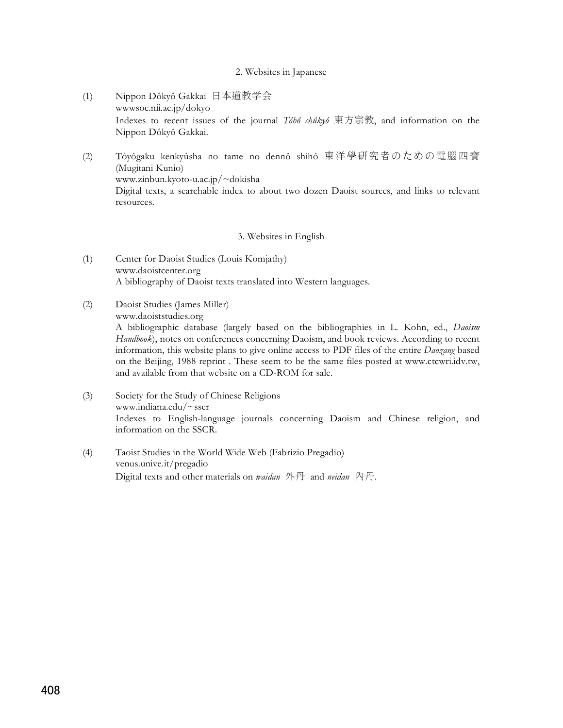## 2. Websites in Japanese

(1) Nippon Dôkyô Gakkai 日本道教学会
wwwsoc.nii.ac.jp/dokyo
Indexes to recent issues of the journal *Tôhô shûkyô* 東方宗教, and information on the Nippon Dôkyô Gakkai.

(2) Tôyôgaku kenkyûsha no tame no dennô shihô 東洋學研究者のための電腦四寶 (Mugitani Kunio)
www.zinbun.kyoto-u.ac.jp/~dokisha
Digital texts, a searchable index to about two dozen Daoist sources, and links to relevant resources.

## 3. Websites in English

(1) Center for Daoist Studies (Louis Komjathy)
www.daoistcenter.org
A bibliography of Daoist texts translated into Western languages.

(2) Daoist Studies (James Miller)
www.daoiststudies.org
A bibliographic database (largely based on the bibliographies in L. Kohn, ed., *Daoism Handbook*), notes on conferences concerning Daoism, and book reviews. According to recent information, this website plans to give online access to PDF files of the entire *Daozang* based on the Beijing, 1988 reprint . These seem to be the same files posted at www.ctcwri.idv.tw, and available from that website on a CD-ROM for sale.

(3) Society for the Study of Chinese Religions
www.indiana.edu/~sscr
Indexes to English-language journals concerning Daoism and Chinese religion, and information on the SSCR.

(4) Taoist Studies in the World Wide Web (Fabrizio Pregadio)
venus.unive.it/pregadio
Digital texts and other materials on *waidan* 外丹 and *neidan* 內丹.